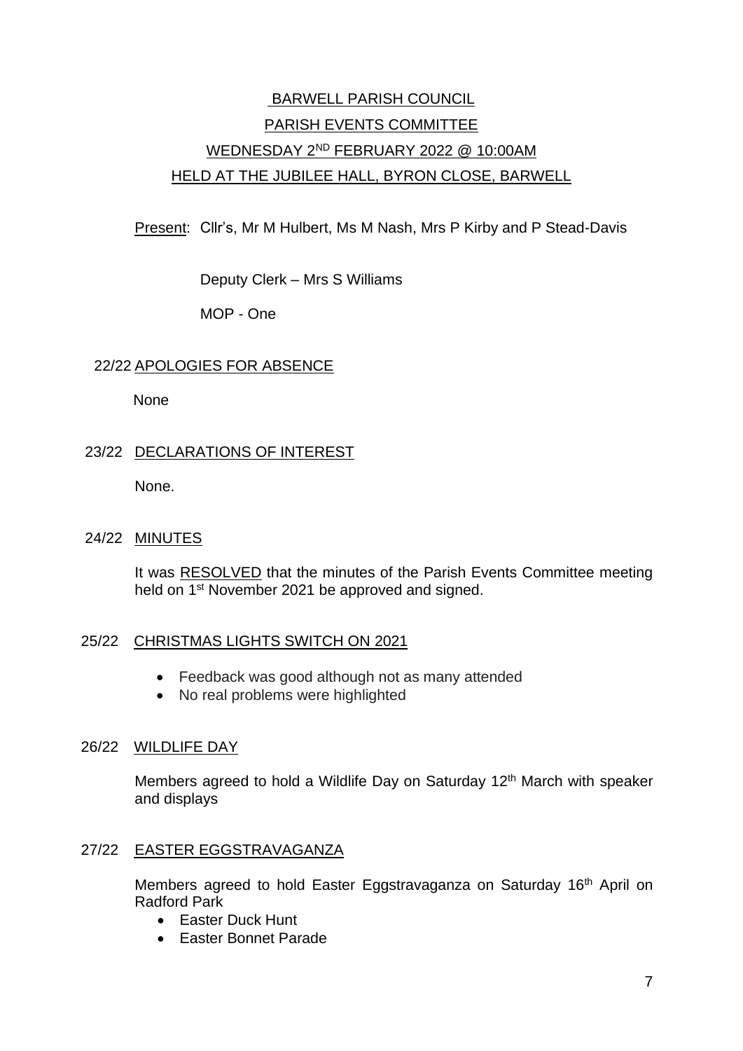# BARWELL PARISH COUNCIL

## PARISH EVENTS COMMITTEE

## WEDNESDAY 2ND FEBRUARY 2022 @ 10:00AM

## HELD AT THE JUBILEE HALL, BYRON CLOSE, BARWELL

Present: Cllr's, Mr M Hulbert, Ms M Nash, Mrs P Kirby and P Stead-Davis

Deputy Clerk – Mrs S Williams

MOP - One

### 22/22 APOLOGIES FOR ABSENCE

None

### 23/22 DECLARATIONS OF INTEREST

None.

### 24/22 MINUTES

It was RESOLVED that the minutes of the Parish Events Committee meeting held on 1st November 2021 be approved and signed.

### 25/22 CHRISTMAS LIGHTS SWITCH ON 2021

- Feedback was good although not as many attended
- No real problems were highlighted

### 26/22 WILDLIFE DAY

Members agreed to hold a Wildlife Day on Saturday 12th March with speaker and displays

### 27/22 EASTER EGGSTRAVAGANZA

Members agreed to hold Easter Eggstravaganza on Saturday 16th April on Radford Park

- Easter Duck Hunt
- Easter Bonnet Parade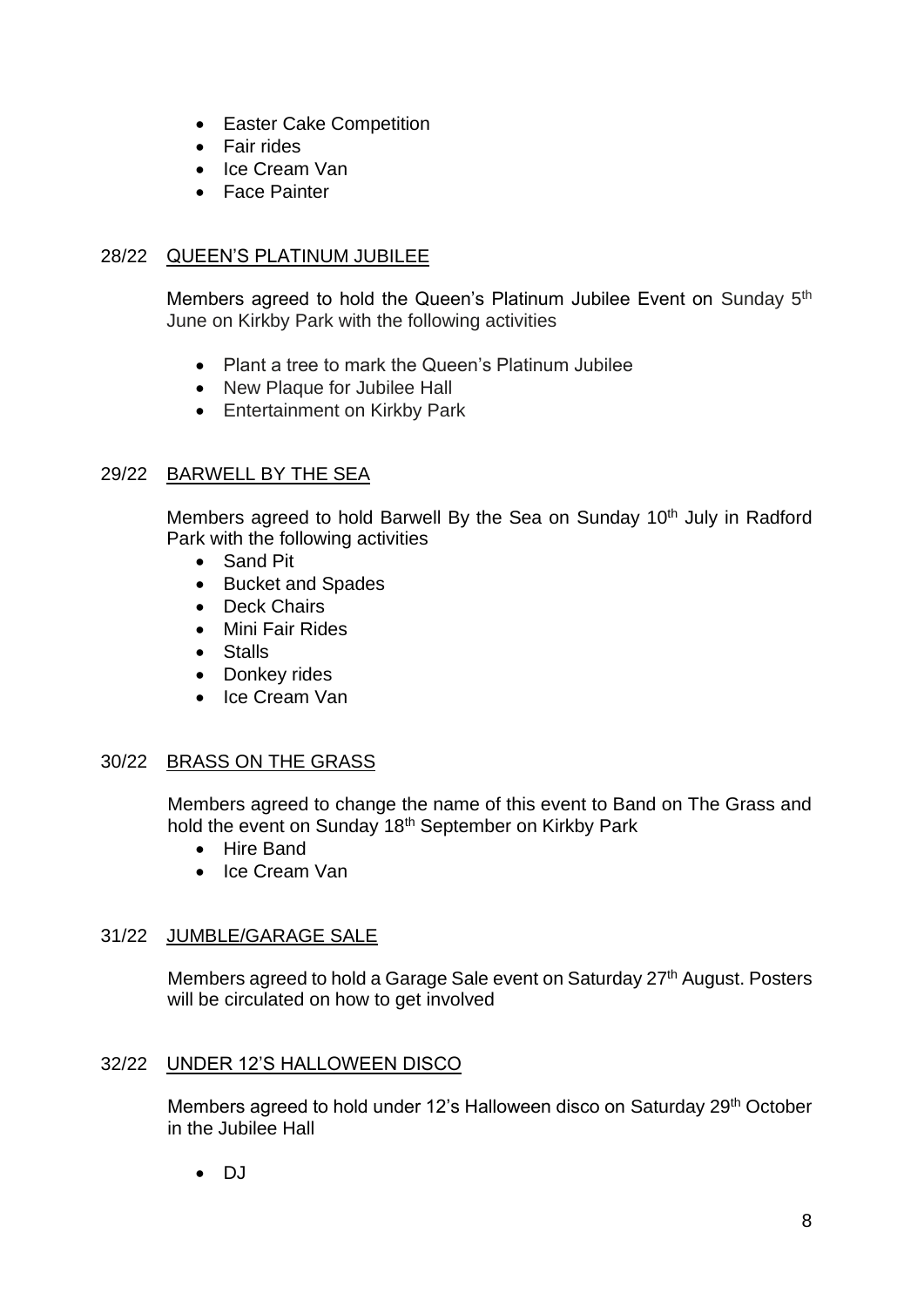- Easter Cake Competition
- Fair rides
- Ice Cream Van
- Face Painter

28/22 QUEEN'S PLATINUM JUBILEE

Members agreed to hold the Queen's Platinum Jubilee Event on Sunday 5th June on Kirkby Park with the following activities

- Plant a tree to mark the Queen's Platinum Jubilee
- New Plaque for Jubilee Hall
- Entertainment on Kirkby Park

29/22 BARWELL BY THE SEA

Members agreed to hold Barwell By the Sea on Sunday 10th July in Radford Park with the following activities

- Sand Pit
- Bucket and Spades
- Deck Chairs
- Mini Fair Rides
- Stalls
- Donkey rides
- Ice Cream Van

30/22 BRASS ON THE GRASS

Members agreed to change the name of this event to Band on The Grass and hold the event on Sunday 18th September on Kirkby Park

- Hire Band
- Ice Cream Van

31/22 JUMBLE/GARAGE SALE

Members agreed to hold a Garage Sale event on Saturday 27th August. Posters will be circulated on how to get involved

32/22 UNDER 12'S HALLOWEEN DISCO

Members agreed to hold under 12's Halloween disco on Saturday 29th October in the Jubilee Hall

- DJ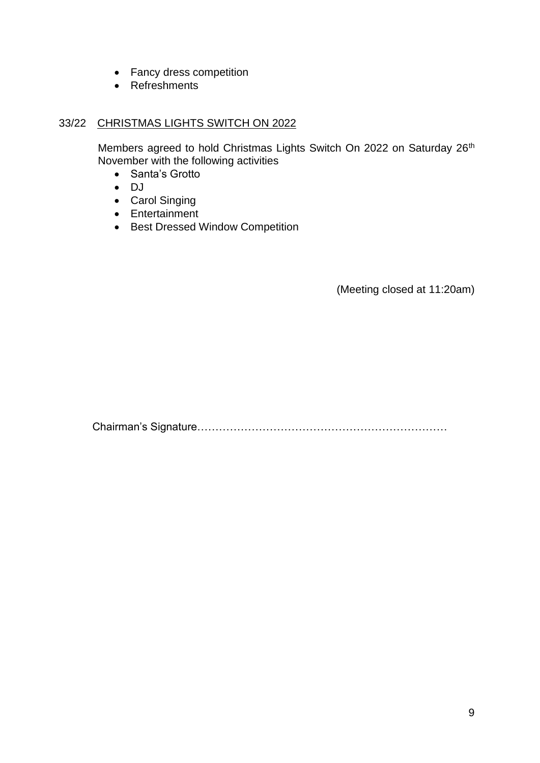- Fancy dress competition
- Refreshments

33/22 <u>CHRISTMAS LIGHTS SWITCH ON 2022</u>

Members agreed to hold Christmas Lights Switch On 2022 on Saturday 26th November with the following activities

- Santa's Grotto
- DJ
- Carol Singing
- Entertainment
- Best Dressed Window Competition

(Meeting closed at 11:20am)

Chairman's Signature…………………………………………………………